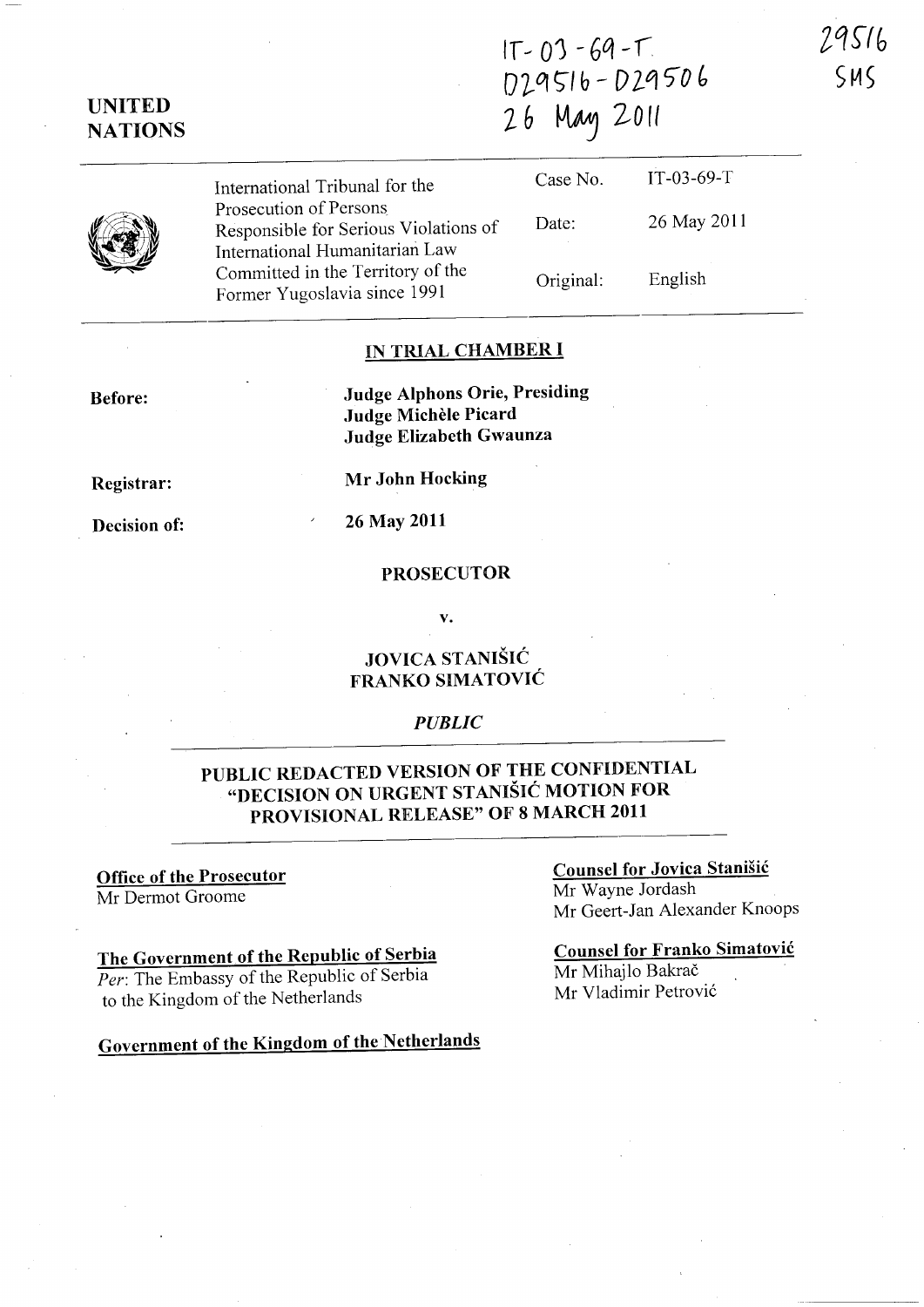IT-03-69-T
D29516-D29506
26 May 2011

29516
SMS

**UNITED NATIONS**

| International Tribunal for the Prosecution of Persons Responsible for Serious Violations of International Humanitarian Law Committed in the Territory of the Former Yugoslavia since 1991 | Case No. | IT-03-69-T |
|---|---|---|
| | Date: | 26 May 2011 |
| | Original: | English |

## IN TRIAL CHAMBER I

**Before:** **Judge Alphons Orie, Presiding**
**Judge Michèle Picard**
**Judge Elizabeth Gwaunza**

**Registrar:** **Mr John Hocking**

**Decision of:** **26 May 2011**

**PROSECUTOR**

**v.**

**JOVICA STANIŠIĆ**
**FRANKO SIMATOVIĆ**

*PUBLIC*

## PUBLIC REDACTED VERSION OF THE CONFIDENTIAL "DECISION ON URGENT STANIŠIĆ MOTION FOR PROVISIONAL RELEASE" OF 8 MARCH 2011

**Office of the Prosecutor**
Mr Dermot Groome

**The Government of the Republic of Serbia**
*Per*: The Embassy of the Republic of Serbia to the Kingdom of the Netherlands

**Government of the Kingdom of the Netherlands**

**Counsel for Jovica Stanišić**
Mr Wayne Jordash
Mr Geert-Jan Alexander Knoops

**Counsel for Franko Simatović**
Mr Mihajlo Bakrač
Mr Vladimir Petrović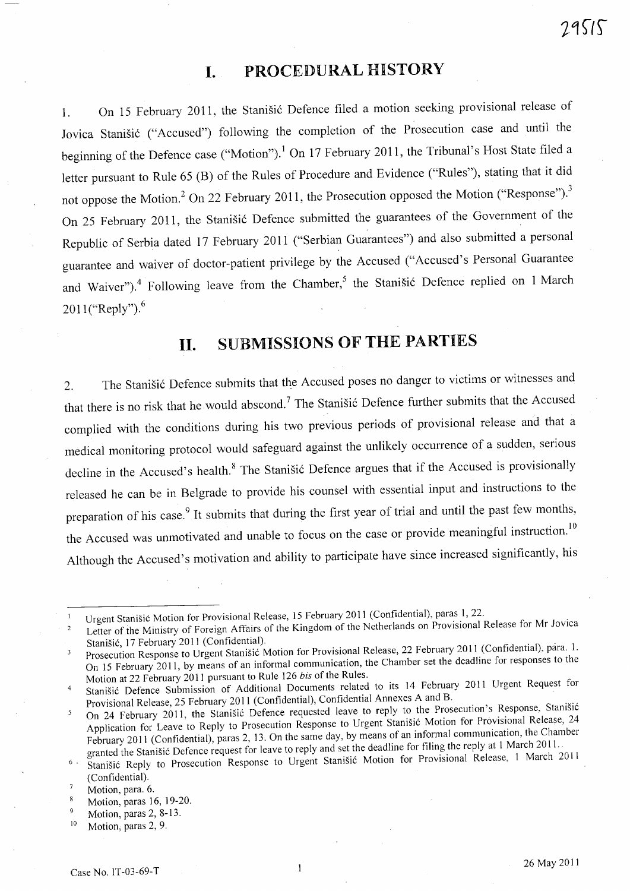# I. PROCEDURAL HISTORY

1. On 15 February 2011, the Stanišić Defence filed a motion seeking provisional release of Jovica Stanišić ("Accused") following the completion of the Prosecution case and until the beginning of the Defence case ("Motion").[1] On 17 February 2011, the Tribunal's Host State filed a letter pursuant to Rule 65 (B) of the Rules of Procedure and Evidence ("Rules"), stating that it did not oppose the Motion.[2] On 22 February 2011, the Prosecution opposed the Motion ("Response").[3] On 25 February 2011, the Stanišić Defence submitted the guarantees of the Government of the Republic of Serbia dated 17 February 2011 ("Serbian Guarantees") and also submitted a personal guarantee and waiver of doctor-patient privilege by the Accused ("Accused's Personal Guarantee and Waiver").[4] Following leave from the Chamber,[5] the Stanišić Defence replied on 1 March 2011("Reply").[6]

# II. SUBMISSIONS OF THE PARTIES

2. The Stanišić Defence submits that the Accused poses no danger to victims or witnesses and that there is no risk that he would abscond.[7] The Stanišić Defence further submits that the Accused complied with the conditions during his two previous periods of provisional release and that a medical monitoring protocol would safeguard against the unlikely occurrence of a sudden, serious decline in the Accused's health.[8] The Stanišić Defence argues that if the Accused is provisionally released he can be in Belgrade to provide his counsel with essential input and instructions to the preparation of his case.[9] It submits that during the first year of trial and until the past few months, the Accused was unmotivated and unable to focus on the case or provide meaningful instruction.[10] Although the Accused's motivation and ability to participate have since increased significantly, his

---

[1] Urgent Stanišić Motion for Provisional Release, 15 February 2011 (Confidential), paras 1, 22.

[2] Letter of the Ministry of Foreign Affairs of the Kingdom of the Netherlands on Provisional Release for Mr Jovica Stanišić, 17 February 2011 (Confidential).

[3] Prosecution Response to Urgent Stanišić Motion for Provisional Release, 22 February 2011 (Confidential), para. 1. On 15 February 2011, by means of an informal communication, the Chamber set the deadline for responses to the Motion at 22 February 2011 pursuant to Rule 126 *bis* of the Rules.

[4] Stanišić Defence Submission of Additional Documents related to its 14 February 2011 Urgent Request for Provisional Release, 25 February 2011 (Confidential), Confidential Annexes A and B.

[5] On 24 February 2011, the Stanišić Defence requested leave to reply to the Prosecution's Response, Stanišić Application for Leave to Reply to Prosecution Response to Urgent Stanišić Motion for Provisional Release, 24 February 2011 (Confidential), paras 2, 13. On the same day, by means of an informal communication, the Chamber granted the Stanišić Defence request for leave to reply and set the deadline for filing the reply at 1 March 2011.

[6] Stanišić Reply to Prosecution Response to Urgent Stanišić Motion for Provisional Release, 1 March 2011 (Confidential).

[7] Motion, para. 6.

[8] Motion, paras 16, 19-20.

[9] Motion, paras 2, 8-13.

[10] Motion, paras 2, 9.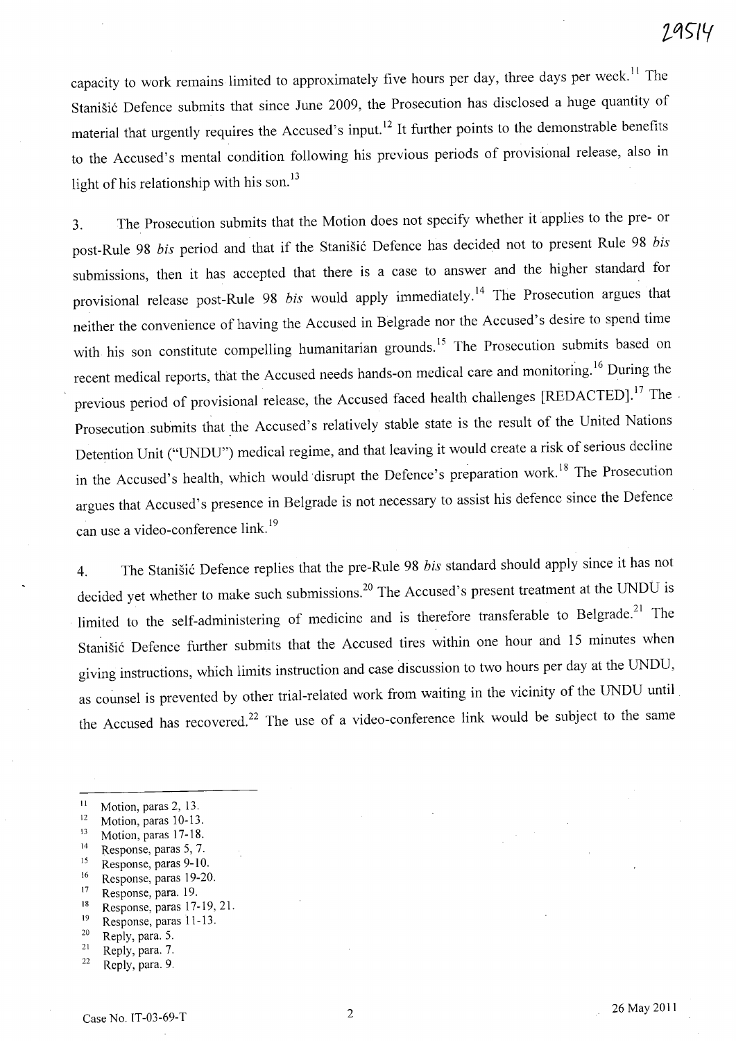capacity to work remains limited to approximately five hours per day, three days per week.[11] The Stanišić Defence submits that since June 2009, the Prosecution has disclosed a huge quantity of material that urgently requires the Accused's input.[12] It further points to the demonstrable benefits to the Accused's mental condition following his previous periods of provisional release, also in light of his relationship with his son.[13]

3. The Prosecution submits that the Motion does not specify whether it applies to the pre- or post-Rule 98 *bis* period and that if the Stanišić Defence has decided not to present Rule 98 *bis* submissions, then it has accepted that there is a case to answer and the higher standard for provisional release post-Rule 98 *bis* would apply immediately.[14] The Prosecution argues that neither the convenience of having the Accused in Belgrade nor the Accused's desire to spend time with his son constitute compelling humanitarian grounds.[15] The Prosecution submits based on recent medical reports, that the Accused needs hands-on medical care and monitoring.[16] During the previous period of provisional release, the Accused faced health challenges [REDACTED].[17] The Prosecution submits that the Accused's relatively stable state is the result of the United Nations Detention Unit ("UNDU") medical regime, and that leaving it would create a risk of serious decline in the Accused's health, which would disrupt the Defence's preparation work.[18] The Prosecution argues that Accused's presence in Belgrade is not necessary to assist his defence since the Defence can use a video-conference link.[19]

4. The Stanišić Defence replies that the pre-Rule 98 *bis* standard should apply since it has not decided yet whether to make such submissions.[20] The Accused's present treatment at the UNDU is limited to the self-administering of medicine and is therefore transferable to Belgrade.[21] The Stanišić Defence further submits that the Accused tires within one hour and 15 minutes when giving instructions, which limits instruction and case discussion to two hours per day at the UNDU, as counsel is prevented by other trial-related work from waiting in the vicinity of the UNDU until the Accused has recovered.[22] The use of a video-conference link would be subject to the same

---

[11] Motion, paras 2, 13.
[12] Motion, paras 10-13.
[13] Motion, paras 17-18.
[14] Response, paras 5, 7.
[15] Response, paras 9-10.
[16] Response, paras 19-20.
[17] Response, para. 19.
[18] Response, paras 17-19, 21.
[19] Response, paras 11-13.
[20] Reply, para. 5.
[21] Reply, para. 7.
[22] Reply, para. 9.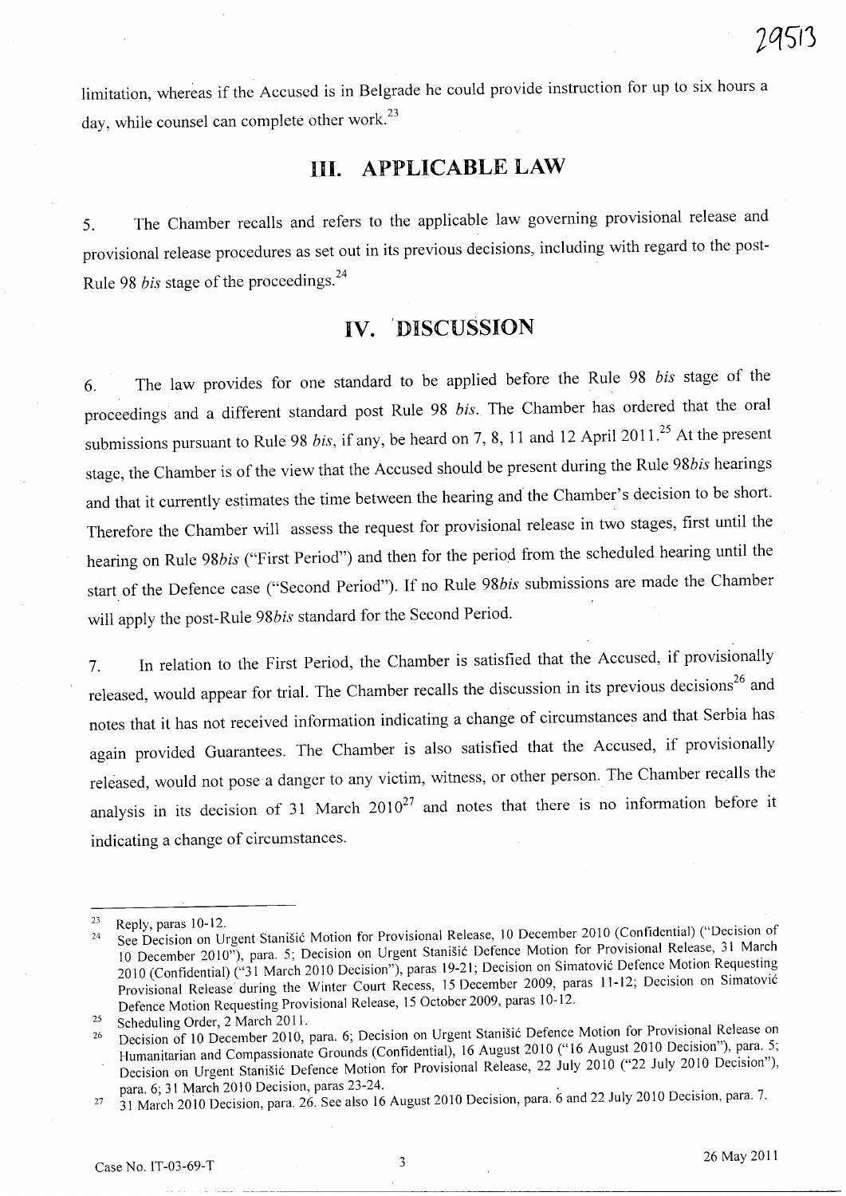limitation, whereas if the Accused is in Belgrade he could provide instruction for up to six hours a day, while counsel can complete other work.[23]

## III. APPLICABLE LAW

5. The Chamber recalls and refers to the applicable law governing provisional release and provisional release procedures as set out in its previous decisions, including with regard to the post-Rule 98 *bis* stage of the proceedings.[24]

## IV. DISCUSSION

6. The law provides for one standard to be applied before the Rule 98 *bis* stage of the proceedings and a different standard post Rule 98 *bis*. The Chamber has ordered that the oral submissions pursuant to Rule 98 *bis*, if any, be heard on 7, 8, 11 and 12 April 2011.[25] At the present stage, the Chamber is of the view that the Accused should be present during the Rule 98*bis* hearings and that it currently estimates the time between the hearing and the Chamber's decision to be short. Therefore the Chamber will assess the request for provisional release in two stages, first until the hearing on Rule 98*bis* ("First Period") and then for the period from the scheduled hearing until the start of the Defence case ("Second Period"). If no Rule 98*bis* submissions are made the Chamber will apply the post-Rule 98*bis* standard for the Second Period.

7. In relation to the First Period, the Chamber is satisfied that the Accused, if provisionally released, would appear for trial. The Chamber recalls the discussion in its previous decisions[26] and notes that it has not received information indicating a change of circumstances and that Serbia has again provided Guarantees. The Chamber is also satisfied that the Accused, if provisionally released, would not pose a danger to any victim, witness, or other person. The Chamber recalls the analysis in its decision of 31 March 2010[27] and notes that there is no information before it indicating a change of circumstances.

---

[23] Reply, paras 10-12.

[24] See Decision on Urgent Stanišić Motion for Provisional Release, 10 December 2010 (Confidential) ("Decision of 10 December 2010"), para. 5; Decision on Urgent Stanišić Defence Motion for Provisional Release, 31 March 2010 (Confidential) ("31 March 2010 Decision"), paras 19-21; Decision on Simatović Defence Motion Requesting Provisional Release during the Winter Court Recess, 15 December 2009, paras 11-12; Decision on Simatović Defence Motion Requesting Provisional Release, 15 October 2009, paras 10-12.

[25] Scheduling Order, 2 March 2011.

[26] Decision of 10 December 2010, para. 6; Decision on Urgent Stanišić Defence Motion for Provisional Release on Humanitarian and Compassionate Grounds (Confidential), 16 August 2010 ("16 August 2010 Decision"), para. 5; Decision on Urgent Stanišić Defence Motion for Provisional Release, 22 July 2010 ("22 July 2010 Decision"), para. 6; 31 March 2010 Decision, paras 23-24.

[27] 31 March 2010 Decision, para. 26. See also 16 August 2010 Decision, para. 6 and 22 July 2010 Decision, para. 7.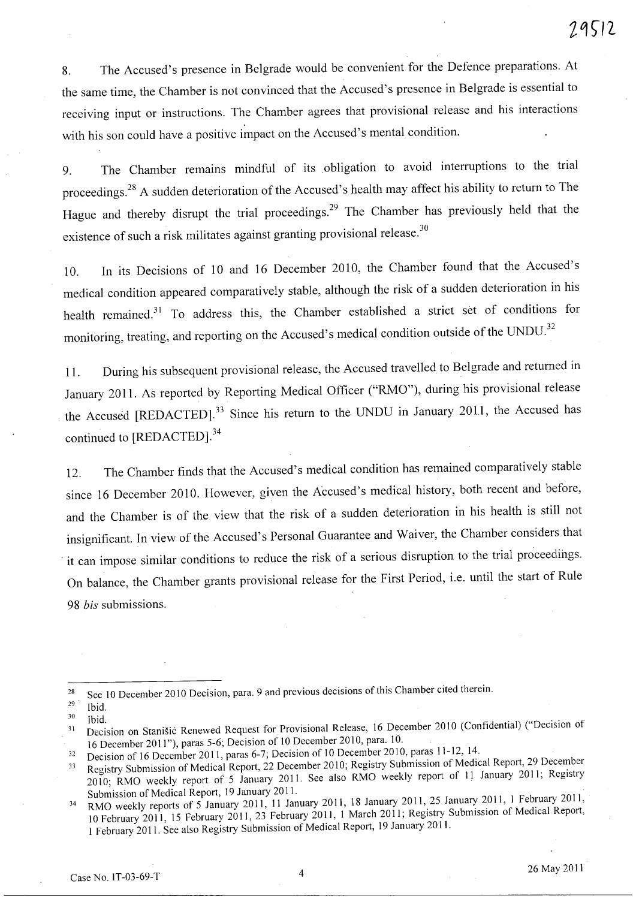8. The Accused's presence in Belgrade would be convenient for the Defence preparations. At the same time, the Chamber is not convinced that the Accused's presence in Belgrade is essential to receiving input or instructions. The Chamber agrees that provisional release and his interactions with his son could have a positive impact on the Accused's mental condition.

9. The Chamber remains mindful of its obligation to avoid interruptions to the trial proceedings.[28] A sudden deterioration of the Accused's health may affect his ability to return to The Hague and thereby disrupt the trial proceedings.[29] The Chamber has previously held that the existence of such a risk militates against granting provisional release.[30]

10. In its Decisions of 10 and 16 December 2010, the Chamber found that the Accused's medical condition appeared comparatively stable, although the risk of a sudden deterioration in his health remained.[31] To address this, the Chamber established a strict set of conditions for monitoring, treating, and reporting on the Accused's medical condition outside of the UNDU.[32]

11. During his subsequent provisional release, the Accused travelled to Belgrade and returned in January 2011. As reported by Reporting Medical Officer ("RMO"), during his provisional release the Accused [REDACTED].[33] Since his return to the UNDU in January 2011, the Accused has continued to [REDACTED].[34]

12. The Chamber finds that the Accused's medical condition has remained comparatively stable since 16 December 2010. However, given the Accused's medical history, both recent and before, and the Chamber is of the view that the risk of a sudden deterioration in his health is still not insignificant. In view of the Accused's Personal Guarantee and Waiver, the Chamber considers that it can impose similar conditions to reduce the risk of a serious disruption to the trial proceedings. On balance, the Chamber grants provisional release for the First Period, i.e. until the start of Rule 98 *bis* submissions.

---

[28] See 10 December 2010 Decision, para. 9 and previous decisions of this Chamber cited therein.

[29] Ibid.

[30] Ibid.

[31] Decision on Stanišić Renewed Request for Provisional Release, 16 December 2010 (Confidential) ("Decision of 16 December 2011"), paras 5-6; Decision of 10 December 2010, para. 10.

[32] Decision of 16 December 2011, paras 6-7; Decision of 10 December 2010, paras 11-12, 14.

[33] Registry Submission of Medical Report, 22 December 2010; Registry Submission of Medical Report, 29 December 2010; RMO weekly report of 5 January 2011. See also RMO weekly report of 11 January 2011; Registry Submission of Medical Report, 19 January 2011.

[34] RMO weekly reports of 5 January 2011, 11 January 2011, 18 January 2011, 25 January 2011, 1 February 2011, 10 February 2011, 15 February 2011, 23 February 2011, 1 March 2011; Registry Submission of Medical Report, 1 February 2011. See also Registry Submission of Medical Report, 19 January 2011.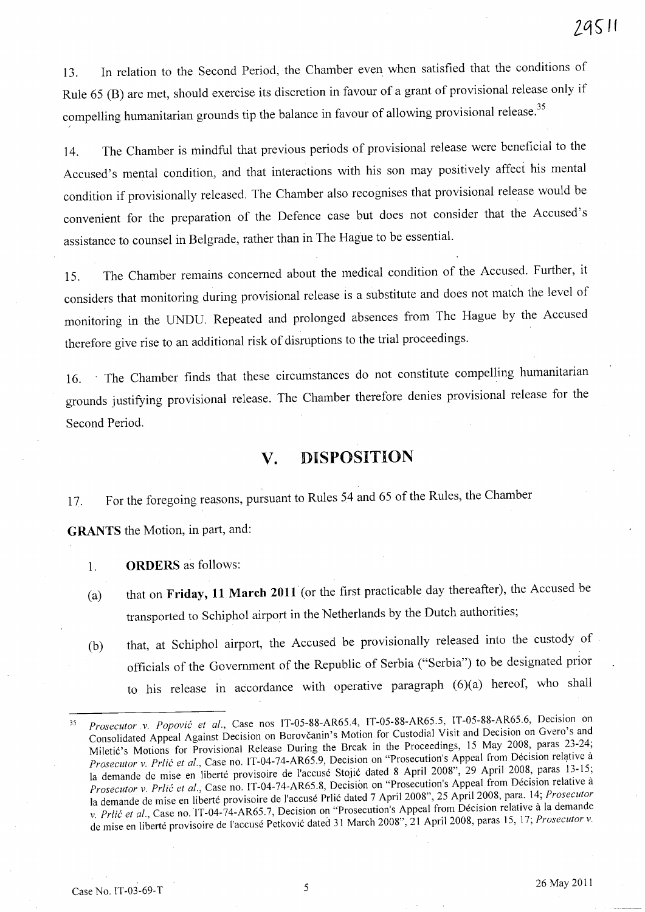13. In relation to the Second Period, the Chamber even when satisfied that the conditions of Rule 65 (B) are met, should exercise its discretion in favour of a grant of provisional release only if compelling humanitarian grounds tip the balance in favour of allowing provisional release.[35]

14. The Chamber is mindful that previous periods of provisional release were beneficial to the Accused's mental condition, and that interactions with his son may positively affect his mental condition if provisionally released. The Chamber also recognises that provisional release would be convenient for the preparation of the Defence case but does not consider that the Accused's assistance to counsel in Belgrade, rather than in The Hague to be essential.

15. The Chamber remains concerned about the medical condition of the Accused. Further, it considers that monitoring during provisional release is a substitute and does not match the level of monitoring in the UNDU. Repeated and prolonged absences from The Hague by the Accused therefore give rise to an additional risk of disruptions to the trial proceedings.

16. The Chamber finds that these circumstances do not constitute compelling humanitarian grounds justifying provisional release. The Chamber therefore denies provisional release for the Second Period.

## V. DISPOSITION

17. For the foregoing reasons, pursuant to Rules 54 and 65 of the Rules, the Chamber

**GRANTS** the Motion, in part, and:

1. **ORDERS** as follows:

(a) that on **Friday, 11 March 2011** (or the first practicable day thereafter), the Accused be transported to Schiphol airport in the Netherlands by the Dutch authorities;

(b) that, at Schiphol airport, the Accused be provisionally released into the custody of officials of the Government of the Republic of Serbia ("Serbia") to be designated prior to his release in accordance with operative paragraph (6)(a) hereof, who shall

---

[35] *Prosecutor v. Popović et al.*, Case nos IT-05-88-AR65.4, IT-05-88-AR65.5, IT-05-88-AR65.6, Decision on Consolidated Appeal Against Decision on Borovčanin's Motion for Custodial Visit and Decision on Gvero's and Miletić's Motions for Provisional Release During the Break in the Proceedings, 15 May 2008, paras 23-24; *Prosecutor v. Prlić et al.*, Case no. IT-04-74-AR65.9, Decision on "Prosecution's Appeal from Décision relative à la demande de mise en liberté provisoire de l'accusé Stojić dated 8 April 2008", 29 April 2008, paras 13-15; *Prosecutor v. Prlić et al.*, Case no. IT-04-74-AR65.8, Decision on "Prosecution's Appeal from Décision relative à la demande de mise en liberté provisoire de l'accusé Prlić dated 7 April 2008", 25 April 2008, para. 14; *Prosecutor v. Prlić et al.*, Case no. IT-04-74-AR65.7, Decision on "Prosecution's Appeal from Décision relative à la demande de mise en liberté provisoire de l'accusé Petković dated 31 March 2008", 21 April 2008, paras 15, 17; *Prosecutor v.*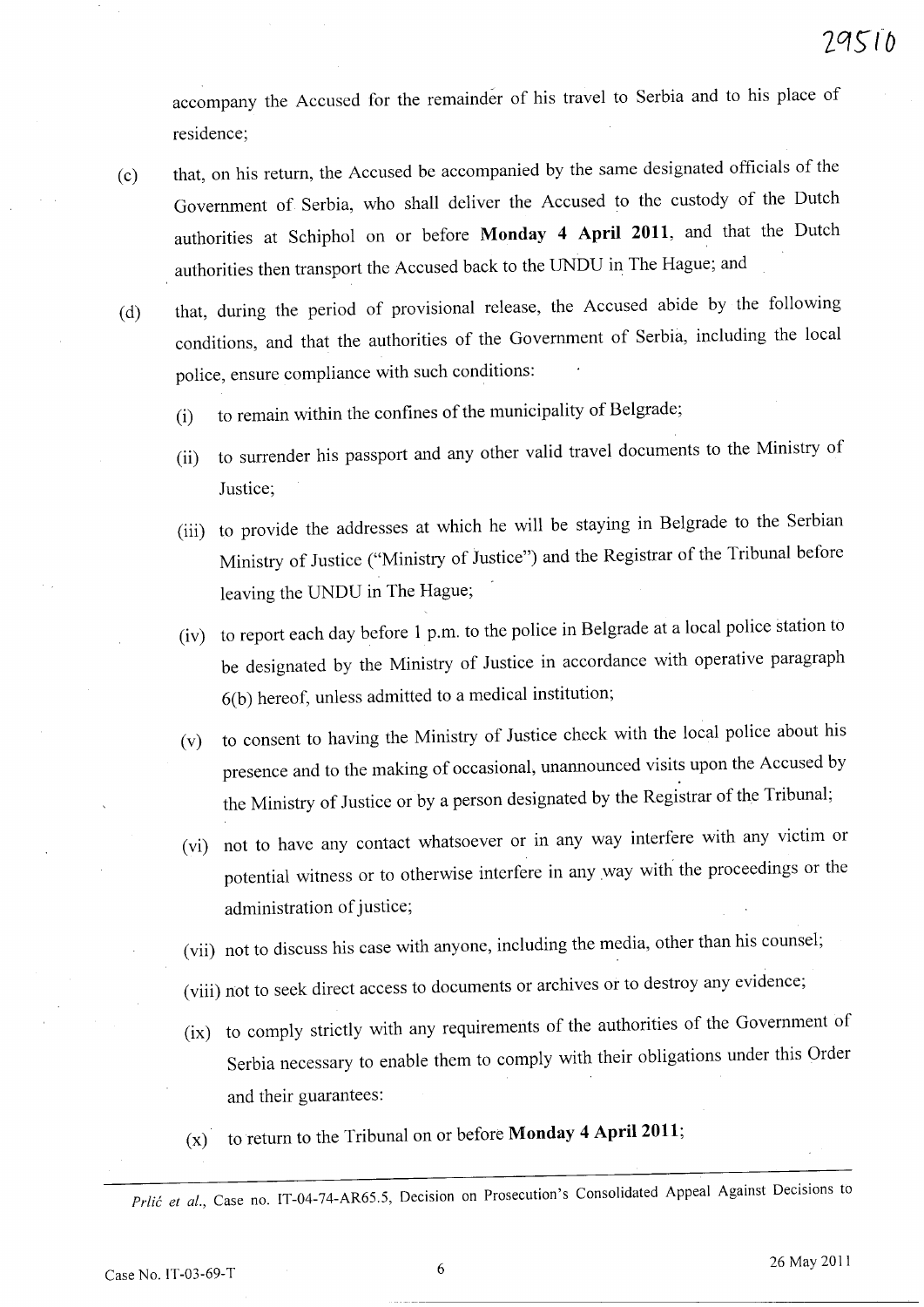accompany the Accused for the remainder of his travel to Serbia and to his place of residence;

(c) that, on his return, the Accused be accompanied by the same designated officials of the Government of Serbia, who shall deliver the Accused to the custody of the Dutch authorities at Schiphol on or before **Monday 4 April 2011**, and that the Dutch authorities then transport the Accused back to the UNDU in The Hague; and

(d) that, during the period of provisional release, the Accused abide by the following conditions, and that the authorities of the Government of Serbia, including the local police, ensure compliance with such conditions:

(i) to remain within the confines of the municipality of Belgrade;

(ii) to surrender his passport and any other valid travel documents to the Ministry of Justice;

(iii) to provide the addresses at which he will be staying in Belgrade to the Serbian Ministry of Justice ("Ministry of Justice") and the Registrar of the Tribunal before leaving the UNDU in The Hague;

(iv) to report each day before 1 p.m. to the police in Belgrade at a local police station to be designated by the Ministry of Justice in accordance with operative paragraph 6(b) hereof, unless admitted to a medical institution;

(v) to consent to having the Ministry of Justice check with the local police about his presence and to the making of occasional, unannounced visits upon the Accused by the Ministry of Justice or by a person designated by the Registrar of the Tribunal;

(vi) not to have any contact whatsoever or in any way interfere with any victim or potential witness or to otherwise interfere in any way with the proceedings or the administration of justice;

(vii) not to discuss his case with anyone, including the media, other than his counsel;

(viii) not to seek direct access to documents or archives or to destroy any evidence;

(ix) to comply strictly with any requirements of the authorities of the Government of Serbia necessary to enable them to comply with their obligations under this Order and their guarantees:

(x) to return to the Tribunal on or before **Monday 4 April 2011**;

---

*Prlić et al.*, Case no. IT-04-74-AR65.5, Decision on Prosecution's Consolidated Appeal Against Decisions to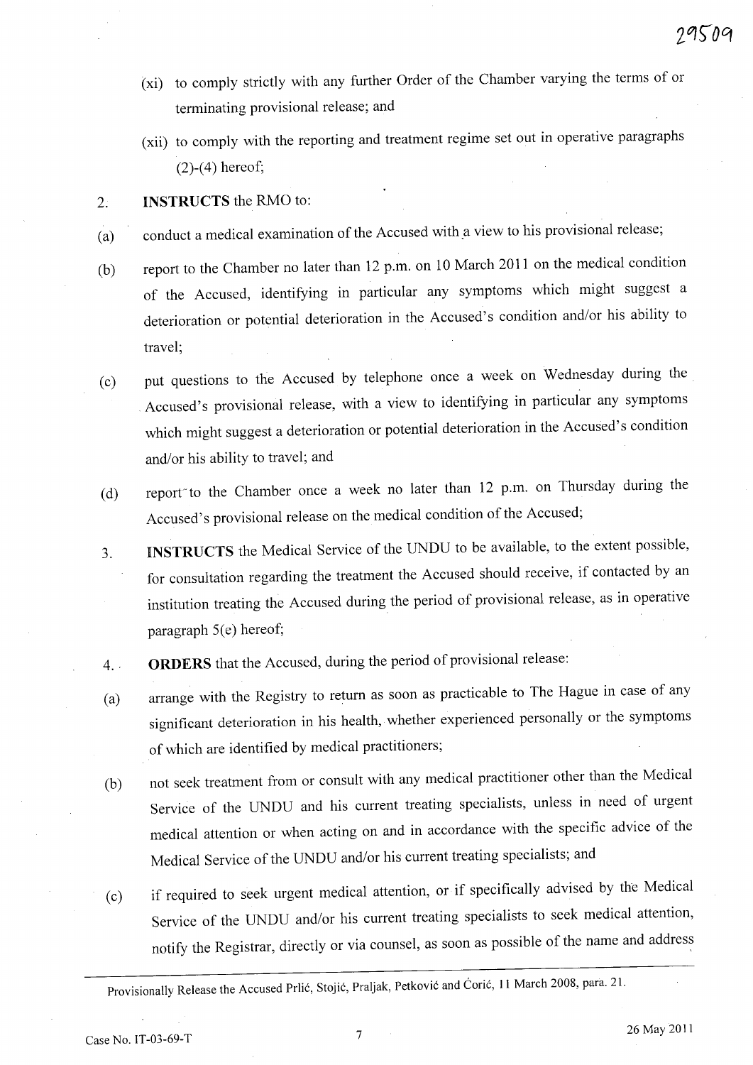(xi) to comply strictly with any further Order of the Chamber varying the terms of or terminating provisional release; and

(xii) to comply with the reporting and treatment regime set out in operative paragraphs (2)-(4) hereof;

2. **INSTRUCTS** the RMO to:

(a) conduct a medical examination of the Accused with a view to his provisional release;

(b) report to the Chamber no later than 12 p.m. on 10 March 2011 on the medical condition of the Accused, identifying in particular any symptoms which might suggest a deterioration or potential deterioration in the Accused's condition and/or his ability to travel;

(c) put questions to the Accused by telephone once a week on Wednesday during the Accused's provisional release, with a view to identifying in particular any symptoms which might suggest a deterioration or potential deterioration in the Accused's condition and/or his ability to travel; and

(d) report to the Chamber once a week no later than 12 p.m. on Thursday during the Accused's provisional release on the medical condition of the Accused;

3. **INSTRUCTS** the Medical Service of the UNDU to be available, to the extent possible, for consultation regarding the treatment the Accused should receive, if contacted by an institution treating the Accused during the period of provisional release, as in operative paragraph 5(e) hereof;

4. **ORDERS** that the Accused, during the period of provisional release:

(a) arrange with the Registry to return as soon as practicable to The Hague in case of any significant deterioration in his health, whether experienced personally or the symptoms of which are identified by medical practitioners;

(b) not seek treatment from or consult with any medical practitioner other than the Medical Service of the UNDU and his current treating specialists, unless in need of urgent medical attention or when acting on and in accordance with the specific advice of the Medical Service of the UNDU and/or his current treating specialists; and

(c) if required to seek urgent medical attention, or if specifically advised by the Medical Service of the UNDU and/or his current treating specialists to seek medical attention, notify the Registrar, directly or via counsel, as soon as possible of the name and address

---

Provisionally Release the Accused Prlić, Stojić, Praljak, Petković and Ćorić, 11 March 2008, para. 21.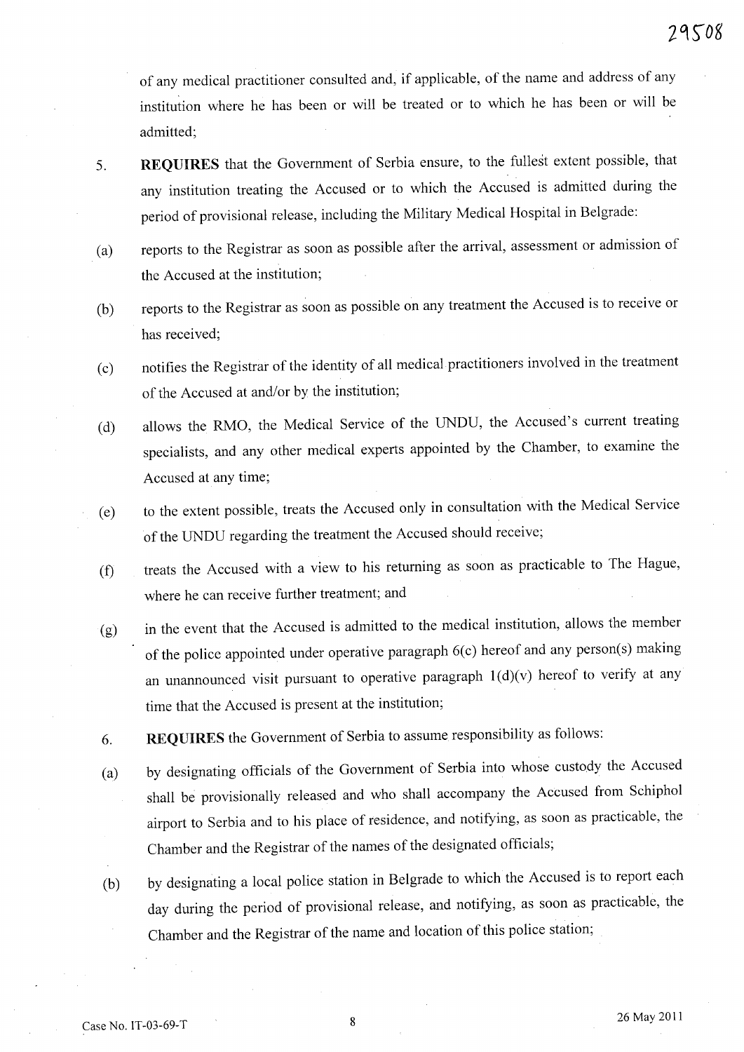of any medical practitioner consulted and, if applicable, of the name and address of any institution where he has been or will be treated or to which he has been or will be admitted;

5. **REQUIRES** that the Government of Serbia ensure, to the fullest extent possible, that any institution treating the Accused or to which the Accused is admitted during the period of provisional release, including the Military Medical Hospital in Belgrade:

(a) reports to the Registrar as soon as possible after the arrival, assessment or admission of the Accused at the institution;

(b) reports to the Registrar as soon as possible on any treatment the Accused is to receive or has received;

(c) notifies the Registrar of the identity of all medical practitioners involved in the treatment of the Accused at and/or by the institution;

(d) allows the RMO, the Medical Service of the UNDU, the Accused's current treating specialists, and any other medical experts appointed by the Chamber, to examine the Accused at any time;

(e) to the extent possible, treats the Accused only in consultation with the Medical Service of the UNDU regarding the treatment the Accused should receive;

(f) treats the Accused with a view to his returning as soon as practicable to The Hague, where he can receive further treatment; and

(g) in the event that the Accused is admitted to the medical institution, allows the member of the police appointed under operative paragraph 6(c) hereof and any person(s) making an unannounced visit pursuant to operative paragraph 1(d)(v) hereof to verify at any time that the Accused is present at the institution;

6. **REQUIRES** the Government of Serbia to assume responsibility as follows:

(a) by designating officials of the Government of Serbia into whose custody the Accused shall be provisionally released and who shall accompany the Accused from Schiphol airport to Serbia and to his place of residence, and notifying, as soon as practicable, the Chamber and the Registrar of the names of the designated officials;

(b) by designating a local police station in Belgrade to which the Accused is to report each day during the period of provisional release, and notifying, as soon as practicable, the Chamber and the Registrar of the name and location of this police station;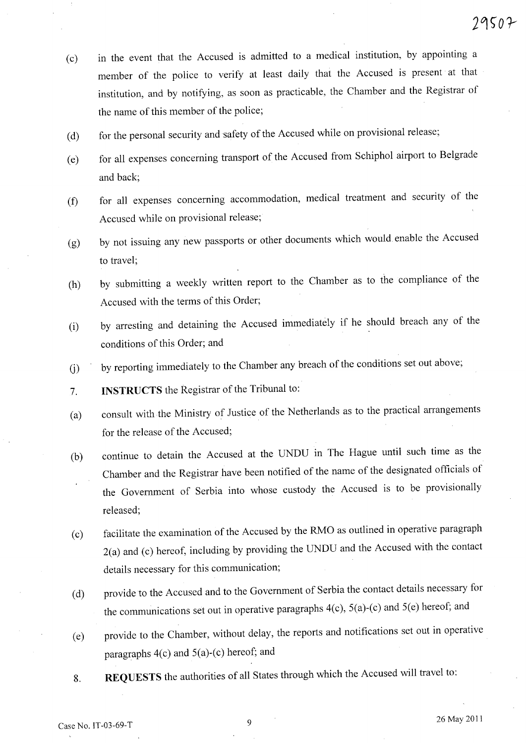(c) in the event that the Accused is admitted to a medical institution, by appointing a member of the police to verify at least daily that the Accused is present at that institution, and by notifying, as soon as practicable, the Chamber and the Registrar of the name of this member of the police;

(d) for the personal security and safety of the Accused while on provisional release;

(e) for all expenses concerning transport of the Accused from Schiphol airport to Belgrade and back;

(f) for all expenses concerning accommodation, medical treatment and security of the Accused while on provisional release;

(g) by not issuing any new passports or other documents which would enable the Accused to travel;

(h) by submitting a weekly written report to the Chamber as to the compliance of the Accused with the terms of this Order;

(i) by arresting and detaining the Accused immediately if he should breach any of the conditions of this Order; and

(j) by reporting immediately to the Chamber any breach of the conditions set out above;

7. **INSTRUCTS** the Registrar of the Tribunal to:

(a) consult with the Ministry of Justice of the Netherlands as to the practical arrangements for the release of the Accused;

(b) continue to detain the Accused at the UNDU in The Hague until such time as the Chamber and the Registrar have been notified of the name of the designated officials of the Government of Serbia into whose custody the Accused is to be provisionally released;

(c) facilitate the examination of the Accused by the RMO as outlined in operative paragraph 2(a) and (c) hereof, including by providing the UNDU and the Accused with the contact details necessary for this communication;

(d) provide to the Accused and to the Government of Serbia the contact details necessary for the communications set out in operative paragraphs 4(c), 5(a)-(c) and 5(e) hereof; and

(e) provide to the Chamber, without delay, the reports and notifications set out in operative paragraphs 4(c) and 5(a)-(c) hereof; and

8. **REQUESTS** the authorities of all States through which the Accused will travel to: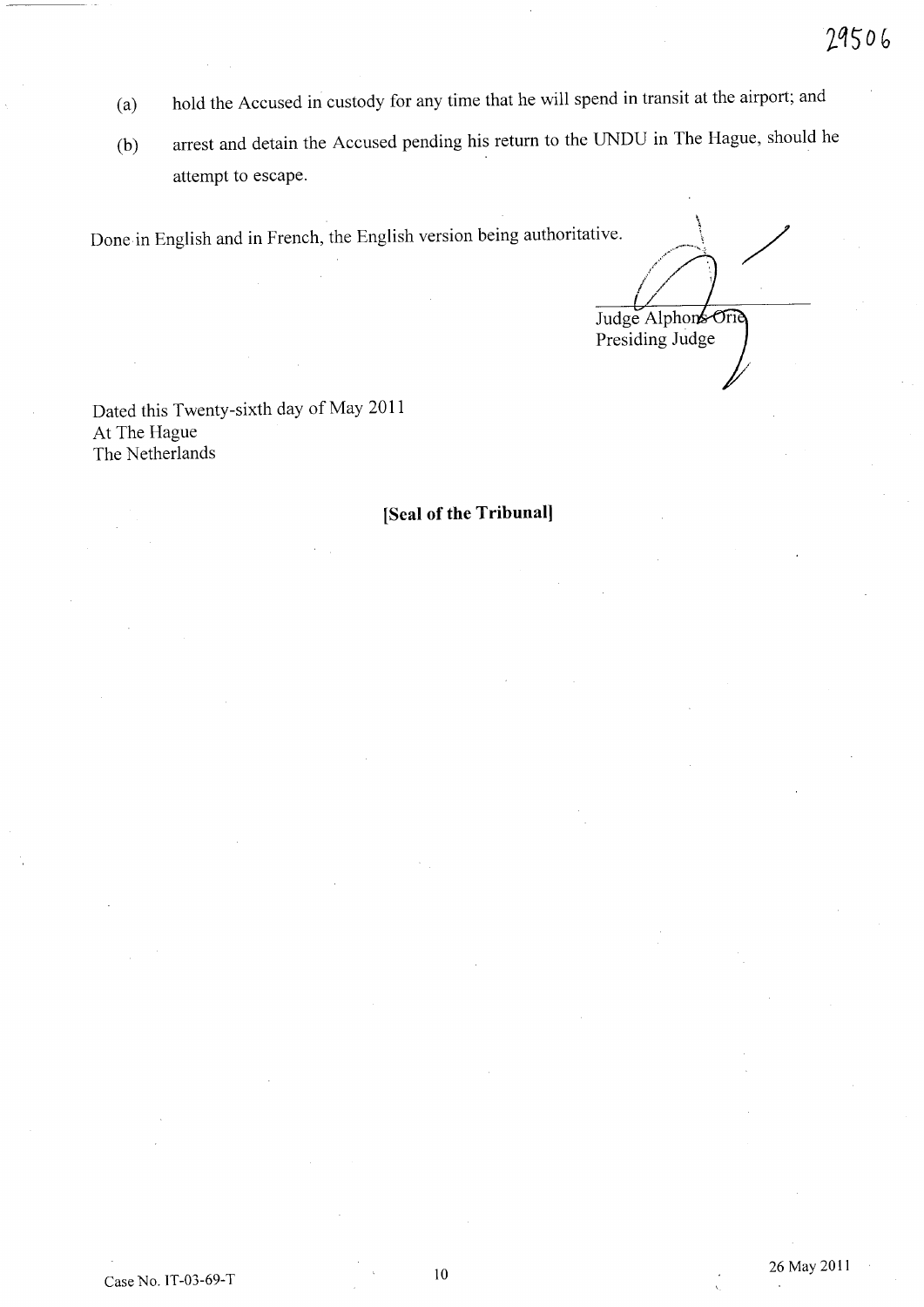(a) hold the Accused in custody for any time that he will spend in transit at the airport; and

(b) arrest and detain the Accused pending his return to the UNDU in The Hague, should he attempt to escape.

Done in English and in French, the English version being authoritative.

Judge Alphons Orie
Presiding Judge

Dated this Twenty-sixth day of May 2011
At The Hague
The Netherlands

**[Seal of the Tribunal]**